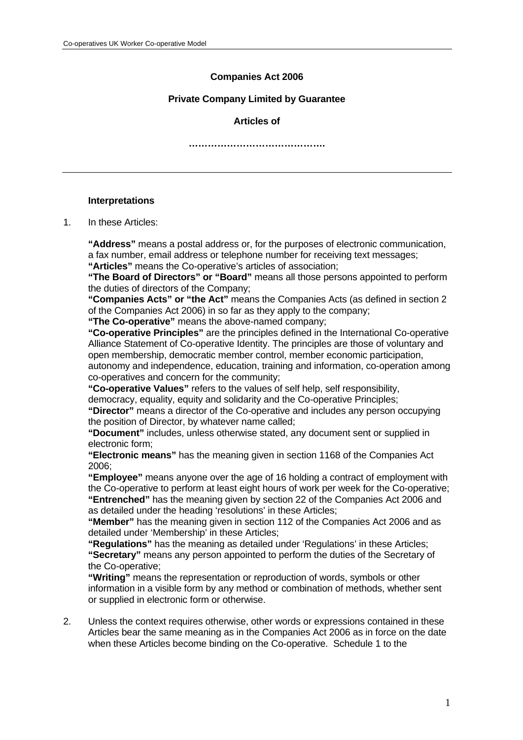**Companies Act 2006**

**Private Company Limited by Guarantee**

**Articles of**

**…………………………………….**

---

**Interpretations**

1. In these Articles:

   **"Address"** means a postal address or, for the purposes of electronic communication, a fax number, email address or telephone number for receiving text messages;
   **"Articles"** means the Co-operative's articles of association;
   **"The Board of Directors" or "Board"** means all those persons appointed to perform the duties of directors of the Company;
   **"Companies Acts" or "the Act"** means the Companies Acts (as defined in section 2 of the Companies Act 2006) in so far as they apply to the company;
   **"The Co-operative"** means the above-named company;
   **"Co-operative Principles"** are the principles defined in the International Co-operative Alliance Statement of Co-operative Identity. The principles are those of voluntary and open membership, democratic member control, member economic participation, autonomy and independence, education, training and information, co-operation among co-operatives and concern for the community;
   **"Co-operative Values"** refers to the values of self help, self responsibility, democracy, equality, equity and solidarity and the Co-operative Principles;
   **"Director"** means a director of the Co-operative and includes any person occupying the position of Director, by whatever name called;
   **"Document"** includes, unless otherwise stated, any document sent or supplied in electronic form;
   **"Electronic means"** has the meaning given in section 1168 of the Companies Act 2006;
   **"Employee"** means anyone over the age of 16 holding a contract of employment with the Co-operative to perform at least eight hours of work per week for the Co-operative;
   **"Entrenched"** has the meaning given by section 22 of the Companies Act 2006 and as detailed under the heading 'resolutions' in these Articles;
   **"Member"** has the meaning given in section 112 of the Companies Act 2006 and as detailed under 'Membership' in these Articles;
   **"Regulations"** has the meaning as detailed under 'Regulations' in these Articles;
   **"Secretary"** means any person appointed to perform the duties of the Secretary of the Co-operative;
   **"Writing"** means the representation or reproduction of words, symbols or other information in a visible form by any method or combination of methods, whether sent or supplied in electronic form or otherwise.

2. Unless the context requires otherwise, other words or expressions contained in these Articles bear the same meaning as in the Companies Act 2006 as in force on the date when these Articles become binding on the Co-operative. Schedule 1 to the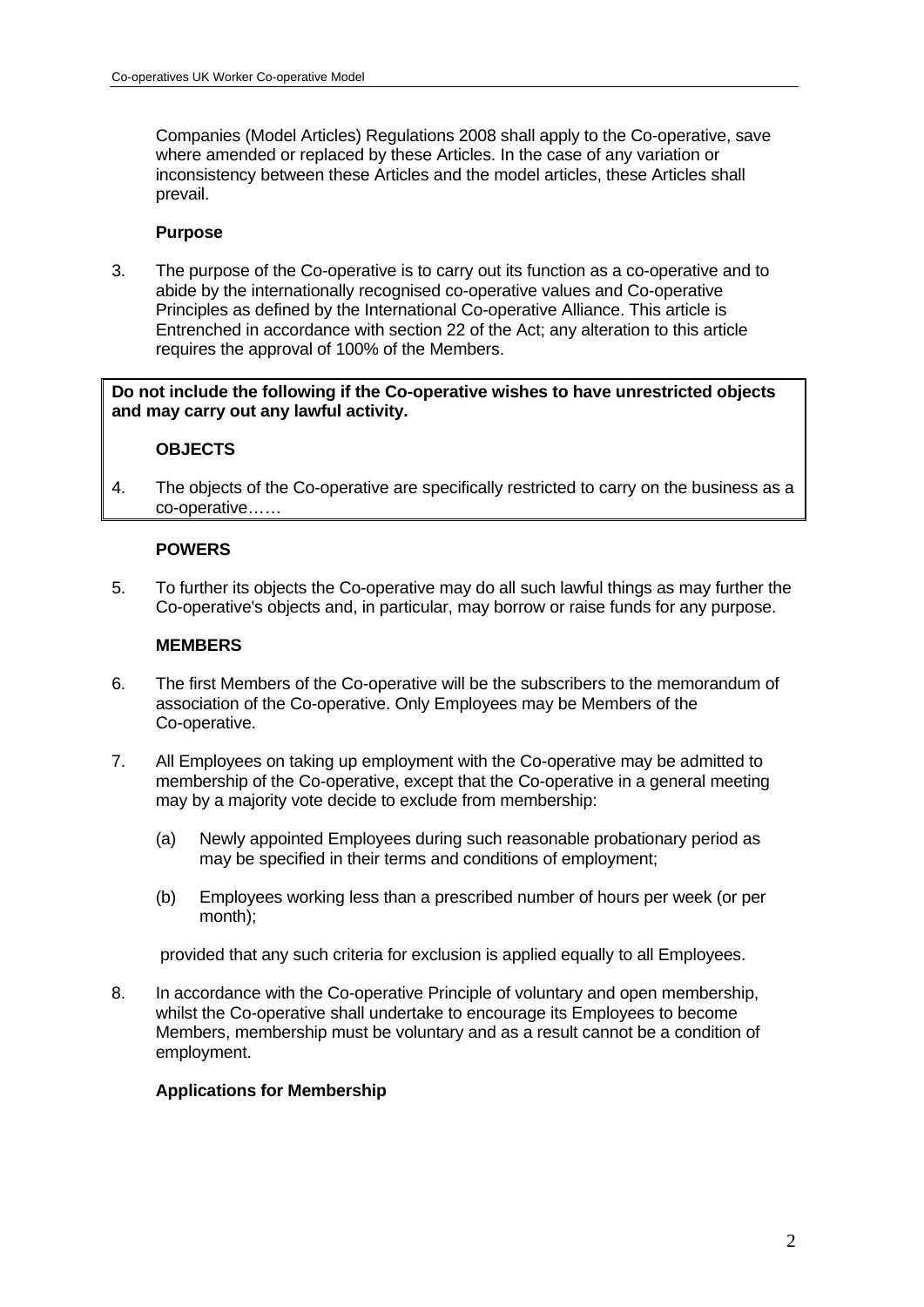Companies (Model Articles) Regulations 2008 shall apply to the Co-operative, save where amended or replaced by these Articles. In the case of any variation or inconsistency between these Articles and the model articles, these Articles shall prevail.

**Purpose**

3. The purpose of the Co-operative is to carry out its function as a co-operative and to abide by the internationally recognised co-operative values and Co-operative Principles as defined by the International Co-operative Alliance. This article is Entrenched in accordance with section 22 of the Act; any alteration to this article requires the approval of 100% of the Members.

**Do not include the following if the Co-operative wishes to have unrestricted objects and may carry out any lawful activity.**

**OBJECTS**

4. The objects of the Co-operative are specifically restricted to carry on the business as a co-operative……

**POWERS**

5. To further its objects the Co-operative may do all such lawful things as may further the Co-operative's objects and, in particular, may borrow or raise funds for any purpose.

**MEMBERS**

6. The first Members of the Co-operative will be the subscribers to the memorandum of association of the Co-operative. Only Employees may be Members of the Co-operative.

7. All Employees on taking up employment with the Co-operative may be admitted to membership of the Co-operative, except that the Co-operative in a general meeting may by a majority vote decide to exclude from membership:

   (a) Newly appointed Employees during such reasonable probationary period as may be specified in their terms and conditions of employment;

   (b) Employees working less than a prescribed number of hours per week (or per month);

   provided that any such criteria for exclusion is applied equally to all Employees.

8. In accordance with the Co-operative Principle of voluntary and open membership, whilst the Co-operative shall undertake to encourage its Employees to become Members, membership must be voluntary and as a result cannot be a condition of employment.

**Applications for Membership**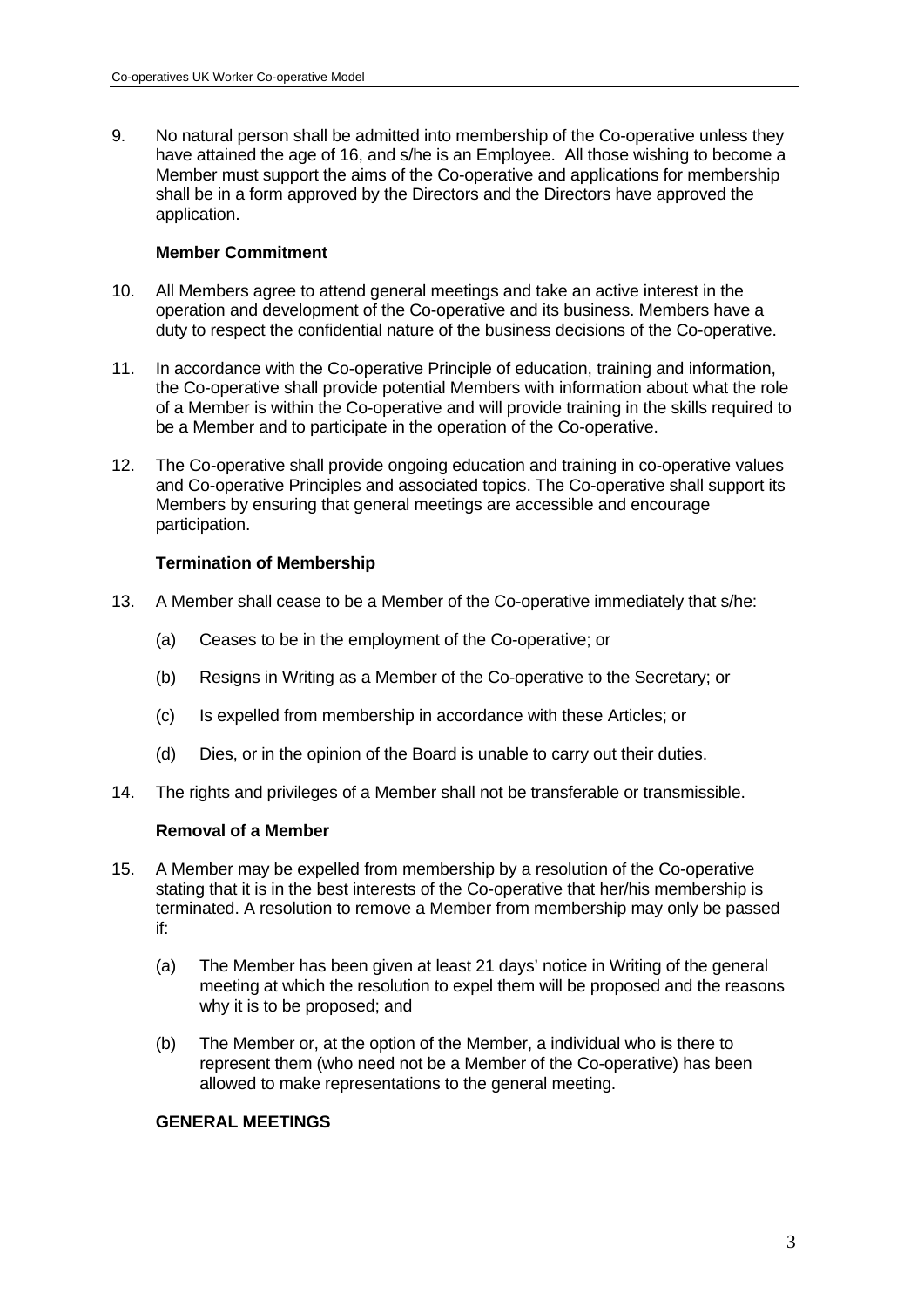9. No natural person shall be admitted into membership of the Co-operative unless they have attained the age of 16, and s/he is an Employee. All those wishing to become a Member must support the aims of the Co-operative and applications for membership shall be in a form approved by the Directors and the Directors have approved the application.

**Member Commitment**

10. All Members agree to attend general meetings and take an active interest in the operation and development of the Co-operative and its business. Members have a duty to respect the confidential nature of the business decisions of the Co-operative.

11. In accordance with the Co-operative Principle of education, training and information, the Co-operative shall provide potential Members with information about what the role of a Member is within the Co-operative and will provide training in the skills required to be a Member and to participate in the operation of the Co-operative.

12. The Co-operative shall provide ongoing education and training in co-operative values and Co-operative Principles and associated topics. The Co-operative shall support its Members by ensuring that general meetings are accessible and encourage participation.

**Termination of Membership**

13. A Member shall cease to be a Member of the Co-operative immediately that s/he:

    (a) Ceases to be in the employment of the Co-operative; or

    (b) Resigns in Writing as a Member of the Co-operative to the Secretary; or

    (c) Is expelled from membership in accordance with these Articles; or

    (d) Dies, or in the opinion of the Board is unable to carry out their duties.

14. The rights and privileges of a Member shall not be transferable or transmissible.

**Removal of a Member**

15. A Member may be expelled from membership by a resolution of the Co-operative stating that it is in the best interests of the Co-operative that her/his membership is terminated. A resolution to remove a Member from membership may only be passed if:

    (a) The Member has been given at least 21 days' notice in Writing of the general meeting at which the resolution to expel them will be proposed and the reasons why it is to be proposed; and

    (b) The Member or, at the option of the Member, a individual who is there to represent them (who need not be a Member of the Co-operative) has been allowed to make representations to the general meeting.

**GENERAL MEETINGS**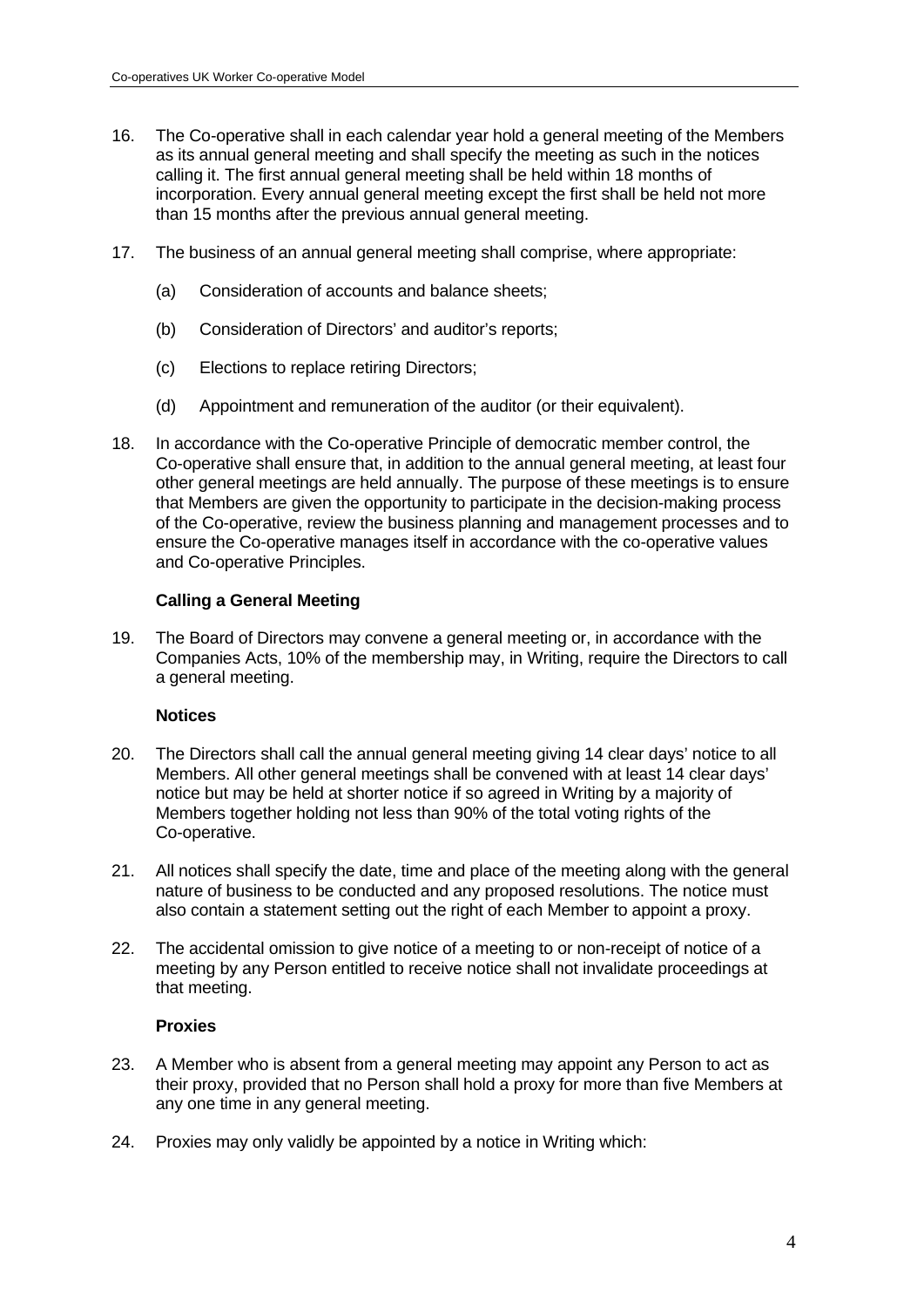16. The Co-operative shall in each calendar year hold a general meeting of the Members as its annual general meeting and shall specify the meeting as such in the notices calling it. The first annual general meeting shall be held within 18 months of incorporation. Every annual general meeting except the first shall be held not more than 15 months after the previous annual general meeting.

17. The business of an annual general meeting shall comprise, where appropriate:

    (a) Consideration of accounts and balance sheets;

    (b) Consideration of Directors' and auditor's reports;

    (c) Elections to replace retiring Directors;

    (d) Appointment and remuneration of the auditor (or their equivalent).

18. In accordance with the Co-operative Principle of democratic member control, the Co-operative shall ensure that, in addition to the annual general meeting, at least four other general meetings are held annually. The purpose of these meetings is to ensure that Members are given the opportunity to participate in the decision-making process of the Co-operative, review the business planning and management processes and to ensure the Co-operative manages itself in accordance with the co-operative values and Co-operative Principles.

**Calling a General Meeting**

19. The Board of Directors may convene a general meeting or, in accordance with the Companies Acts, 10% of the membership may, in Writing, require the Directors to call a general meeting.

**Notices**

20. The Directors shall call the annual general meeting giving 14 clear days' notice to all Members. All other general meetings shall be convened with at least 14 clear days' notice but may be held at shorter notice if so agreed in Writing by a majority of Members together holding not less than 90% of the total voting rights of the Co-operative.

21. All notices shall specify the date, time and place of the meeting along with the general nature of business to be conducted and any proposed resolutions. The notice must also contain a statement setting out the right of each Member to appoint a proxy.

22. The accidental omission to give notice of a meeting to or non-receipt of notice of a meeting by any Person entitled to receive notice shall not invalidate proceedings at that meeting.

**Proxies**

23. A Member who is absent from a general meeting may appoint any Person to act as their proxy, provided that no Person shall hold a proxy for more than five Members at any one time in any general meeting.

24. Proxies may only validly be appointed by a notice in Writing which: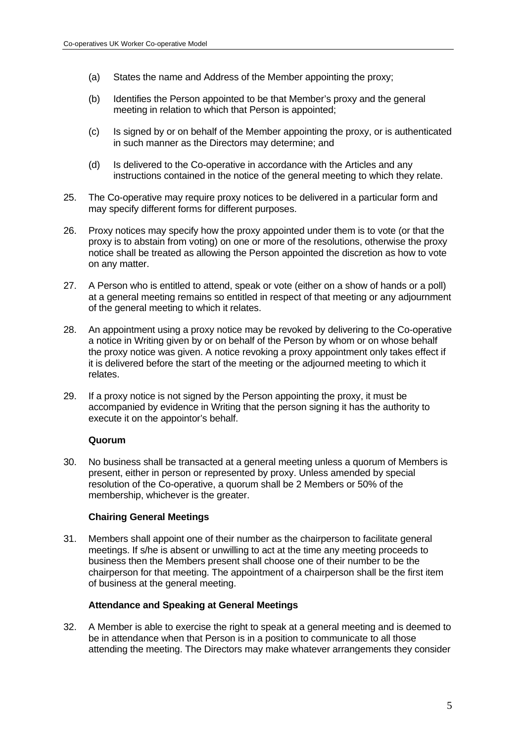(a) States the name and Address of the Member appointing the proxy;

(b) Identifies the Person appointed to be that Member's proxy and the general meeting in relation to which that Person is appointed;

(c) Is signed by or on behalf of the Member appointing the proxy, or is authenticated in such manner as the Directors may determine; and

(d) Is delivered to the Co-operative in accordance with the Articles and any instructions contained in the notice of the general meeting to which they relate.

25. The Co-operative may require proxy notices to be delivered in a particular form and may specify different forms for different purposes.

26. Proxy notices may specify how the proxy appointed under them is to vote (or that the proxy is to abstain from voting) on one or more of the resolutions, otherwise the proxy notice shall be treated as allowing the Person appointed the discretion as how to vote on any matter.

27. A Person who is entitled to attend, speak or vote (either on a show of hands or a poll) at a general meeting remains so entitled in respect of that meeting or any adjournment of the general meeting to which it relates.

28. An appointment using a proxy notice may be revoked by delivering to the Co-operative a notice in Writing given by or on behalf of the Person by whom or on whose behalf the proxy notice was given. A notice revoking a proxy appointment only takes effect if it is delivered before the start of the meeting or the adjourned meeting to which it relates.

29. If a proxy notice is not signed by the Person appointing the proxy, it must be accompanied by evidence in Writing that the person signing it has the authority to execute it on the appointor's behalf.

**Quorum**

30. No business shall be transacted at a general meeting unless a quorum of Members is present, either in person or represented by proxy. Unless amended by special resolution of the Co-operative, a quorum shall be 2 Members or 50% of the membership, whichever is the greater.

**Chairing General Meetings**

31. Members shall appoint one of their number as the chairperson to facilitate general meetings. If s/he is absent or unwilling to act at the time any meeting proceeds to business then the Members present shall choose one of their number to be the chairperson for that meeting. The appointment of a chairperson shall be the first item of business at the general meeting.

**Attendance and Speaking at General Meetings**

32. A Member is able to exercise the right to speak at a general meeting and is deemed to be in attendance when that Person is in a position to communicate to all those attending the meeting. The Directors may make whatever arrangements they consider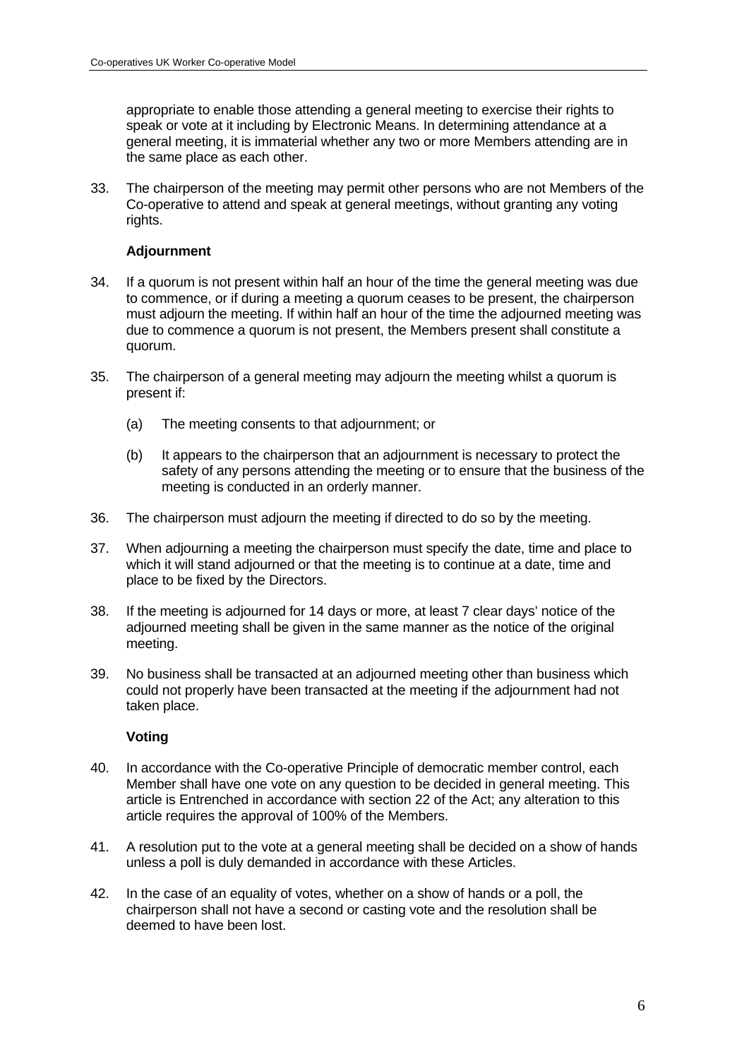appropriate to enable those attending a general meeting to exercise their rights to speak or vote at it including by Electronic Means. In determining attendance at a general meeting, it is immaterial whether any two or more Members attending are in the same place as each other.

33. The chairperson of the meeting may permit other persons who are not Members of the Co-operative to attend and speak at general meetings, without granting any voting rights.

**Adjournment**

34. If a quorum is not present within half an hour of the time the general meeting was due to commence, or if during a meeting a quorum ceases to be present, the chairperson must adjourn the meeting. If within half an hour of the time the adjourned meeting was due to commence a quorum is not present, the Members present shall constitute a quorum.

35. The chairperson of a general meeting may adjourn the meeting whilst a quorum is present if:

    (a) The meeting consents to that adjournment; or

    (b) It appears to the chairperson that an adjournment is necessary to protect the safety of any persons attending the meeting or to ensure that the business of the meeting is conducted in an orderly manner.

36. The chairperson must adjourn the meeting if directed to do so by the meeting.

37. When adjourning a meeting the chairperson must specify the date, time and place to which it will stand adjourned or that the meeting is to continue at a date, time and place to be fixed by the Directors.

38. If the meeting is adjourned for 14 days or more, at least 7 clear days' notice of the adjourned meeting shall be given in the same manner as the notice of the original meeting.

39. No business shall be transacted at an adjourned meeting other than business which could not properly have been transacted at the meeting if the adjournment had not taken place.

**Voting**

40. In accordance with the Co-operative Principle of democratic member control, each Member shall have one vote on any question to be decided in general meeting. This article is Entrenched in accordance with section 22 of the Act; any alteration to this article requires the approval of 100% of the Members.

41. A resolution put to the vote at a general meeting shall be decided on a show of hands unless a poll is duly demanded in accordance with these Articles.

42. In the case of an equality of votes, whether on a show of hands or a poll, the chairperson shall not have a second or casting vote and the resolution shall be deemed to have been lost.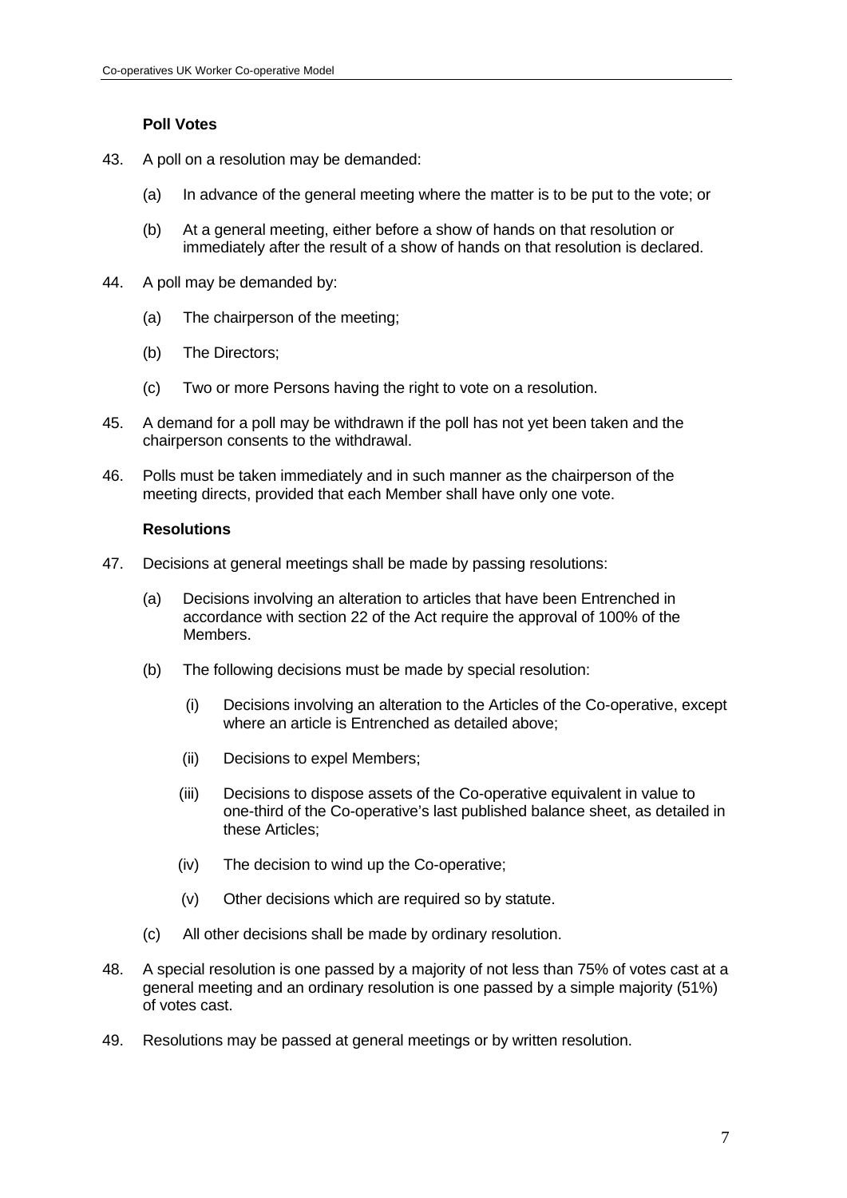### Poll Votes

43. A poll on a resolution may be demanded:

    (a) In advance of the general meeting where the matter is to be put to the vote; or

    (b) At a general meeting, either before a show of hands on that resolution or immediately after the result of a show of hands on that resolution is declared.

44. A poll may be demanded by:

    (a) The chairperson of the meeting;

    (b) The Directors;

    (c) Two or more Persons having the right to vote on a resolution.

45. A demand for a poll may be withdrawn if the poll has not yet been taken and the chairperson consents to the withdrawal.

46. Polls must be taken immediately and in such manner as the chairperson of the meeting directs, provided that each Member shall have only one vote.

### Resolutions

47. Decisions at general meetings shall be made by passing resolutions:

    (a) Decisions involving an alteration to articles that have been Entrenched in accordance with section 22 of the Act require the approval of 100% of the Members.

    (b) The following decisions must be made by special resolution:

        (i) Decisions involving an alteration to the Articles of the Co-operative, except where an article is Entrenched as detailed above;

        (ii) Decisions to expel Members;

        (iii) Decisions to dispose assets of the Co-operative equivalent in value to one-third of the Co-operative's last published balance sheet, as detailed in these Articles;

        (iv) The decision to wind up the Co-operative;

        (v) Other decisions which are required so by statute.

    (c) All other decisions shall be made by ordinary resolution.

48. A special resolution is one passed by a majority of not less than 75% of votes cast at a general meeting and an ordinary resolution is one passed by a simple majority (51%) of votes cast.

49. Resolutions may be passed at general meetings or by written resolution.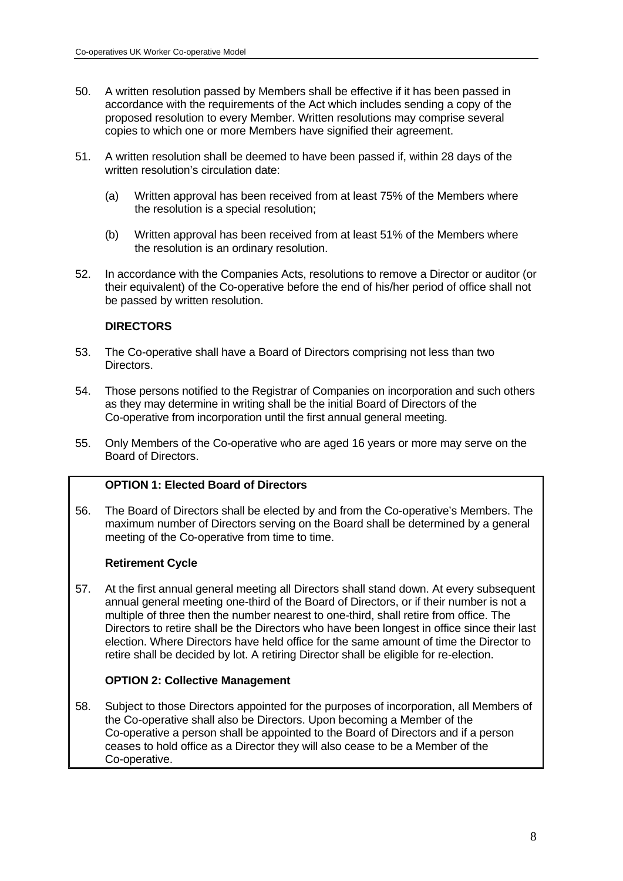50. A written resolution passed by Members shall be effective if it has been passed in accordance with the requirements of the Act which includes sending a copy of the proposed resolution to every Member. Written resolutions may comprise several copies to which one or more Members have signified their agreement.

51. A written resolution shall be deemed to have been passed if, within 28 days of the written resolution's circulation date:

    (a) Written approval has been received from at least 75% of the Members where the resolution is a special resolution;

    (b) Written approval has been received from at least 51% of the Members where the resolution is an ordinary resolution.

52. In accordance with the Companies Acts, resolutions to remove a Director or auditor (or their equivalent) of the Co-operative before the end of his/her period of office shall not be passed by written resolution.

**DIRECTORS**

53. The Co-operative shall have a Board of Directors comprising not less than two Directors.

54. Those persons notified to the Registrar of Companies on incorporation and such others as they may determine in writing shall be the initial Board of Directors of the Co-operative from incorporation until the first annual general meeting.

55. Only Members of the Co-operative who are aged 16 years or more may serve on the Board of Directors.

**OPTION 1: Elected Board of Directors**

56. The Board of Directors shall be elected by and from the Co-operative's Members. The maximum number of Directors serving on the Board shall be determined by a general meeting of the Co-operative from time to time.

**Retirement Cycle**

57. At the first annual general meeting all Directors shall stand down. At every subsequent annual general meeting one-third of the Board of Directors, or if their number is not a multiple of three then the number nearest to one-third, shall retire from office. The Directors to retire shall be the Directors who have been longest in office since their last election. Where Directors have held office for the same amount of time the Director to retire shall be decided by lot. A retiring Director shall be eligible for re-election.

**OPTION 2: Collective Management**

58. Subject to those Directors appointed for the purposes of incorporation, all Members of the Co-operative shall also be Directors. Upon becoming a Member of the Co-operative a person shall be appointed to the Board of Directors and if a person ceases to hold office as a Director they will also cease to be a Member of the Co-operative.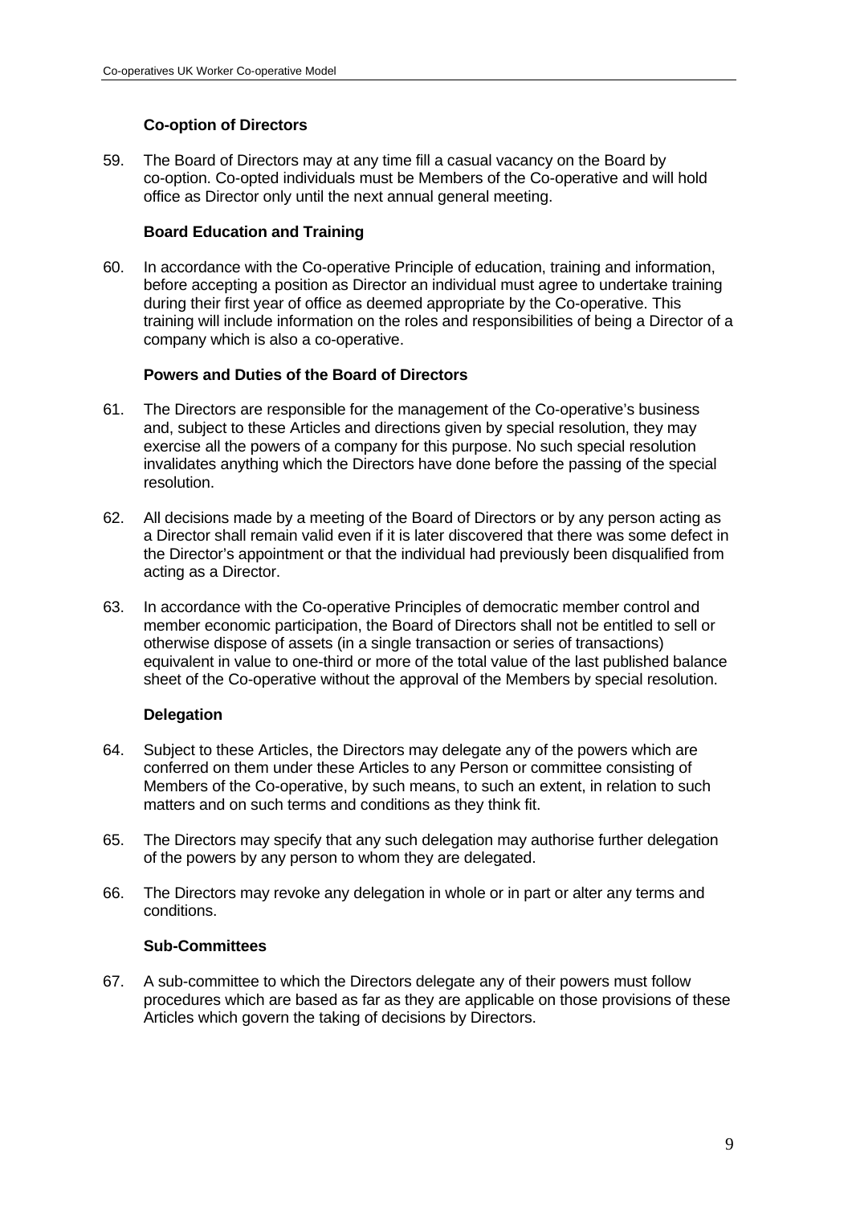### Co-option of Directors

59. The Board of Directors may at any time fill a casual vacancy on the Board by co-option. Co-opted individuals must be Members of the Co-operative and will hold office as Director only until the next annual general meeting.

### Board Education and Training

60. In accordance with the Co-operative Principle of education, training and information, before accepting a position as Director an individual must agree to undertake training during their first year of office as deemed appropriate by the Co-operative. This training will include information on the roles and responsibilities of being a Director of a company which is also a co-operative.

### Powers and Duties of the Board of Directors

61. The Directors are responsible for the management of the Co-operative's business and, subject to these Articles and directions given by special resolution, they may exercise all the powers of a company for this purpose. No such special resolution invalidates anything which the Directors have done before the passing of the special resolution.

62. All decisions made by a meeting of the Board of Directors or by any person acting as a Director shall remain valid even if it is later discovered that there was some defect in the Director's appointment or that the individual had previously been disqualified from acting as a Director.

63. In accordance with the Co-operative Principles of democratic member control and member economic participation, the Board of Directors shall not be entitled to sell or otherwise dispose of assets (in a single transaction or series of transactions) equivalent in value to one-third or more of the total value of the last published balance sheet of the Co-operative without the approval of the Members by special resolution.

### Delegation

64. Subject to these Articles, the Directors may delegate any of the powers which are conferred on them under these Articles to any Person or committee consisting of Members of the Co-operative, by such means, to such an extent, in relation to such matters and on such terms and conditions as they think fit.

65. The Directors may specify that any such delegation may authorise further delegation of the powers by any person to whom they are delegated.

66. The Directors may revoke any delegation in whole or in part or alter any terms and conditions.

### Sub-Committees

67. A sub-committee to which the Directors delegate any of their powers must follow procedures which are based as far as they are applicable on those provisions of these Articles which govern the taking of decisions by Directors.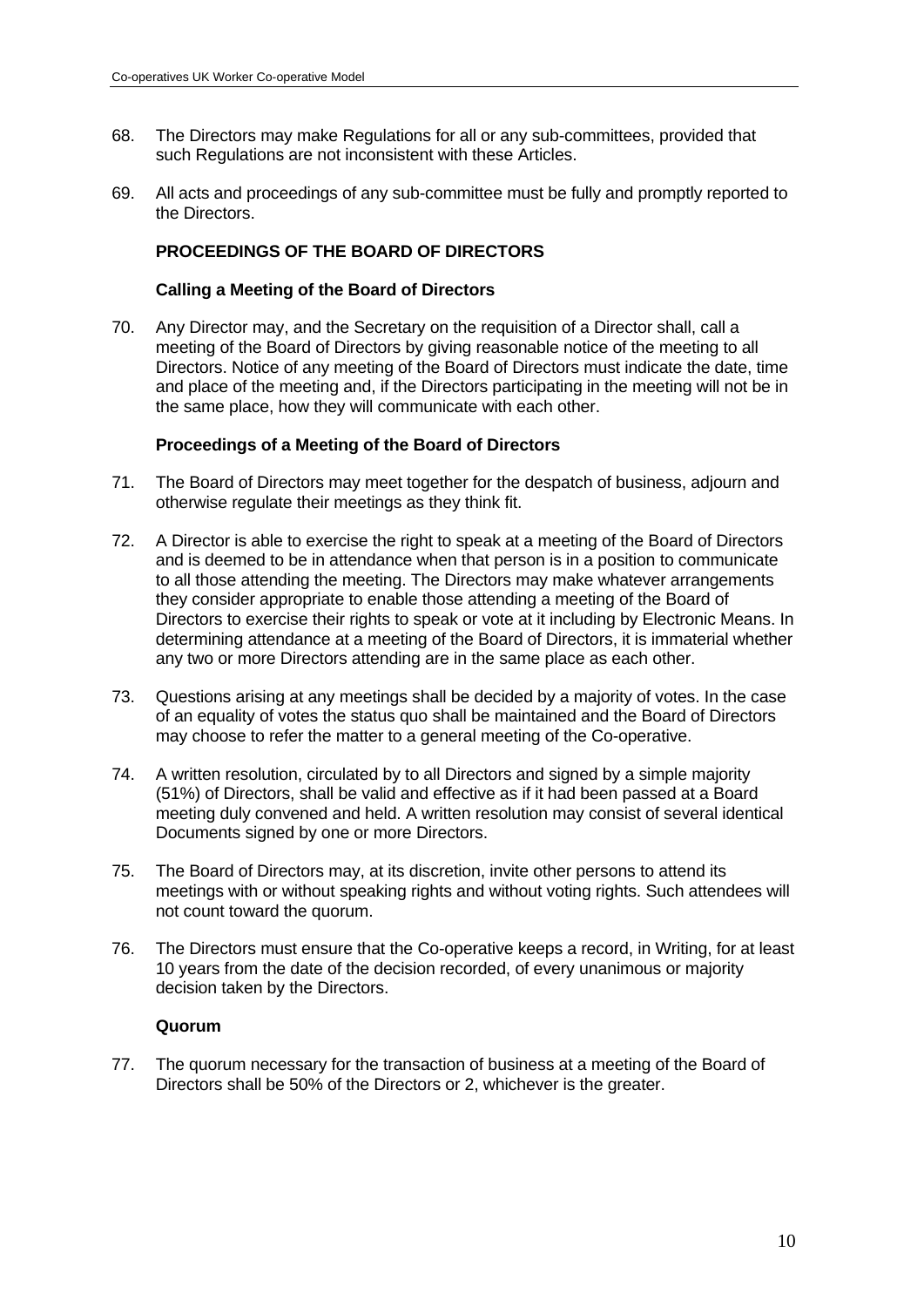68. The Directors may make Regulations for all or any sub-committees, provided that such Regulations are not inconsistent with these Articles.

69. All acts and proceedings of any sub-committee must be fully and promptly reported to the Directors.

## PROCEEDINGS OF THE BOARD OF DIRECTORS

### Calling a Meeting of the Board of Directors

70. Any Director may, and the Secretary on the requisition of a Director shall, call a meeting of the Board of Directors by giving reasonable notice of the meeting to all Directors. Notice of any meeting of the Board of Directors must indicate the date, time and place of the meeting and, if the Directors participating in the meeting will not be in the same place, how they will communicate with each other.

### Proceedings of a Meeting of the Board of Directors

71. The Board of Directors may meet together for the despatch of business, adjourn and otherwise regulate their meetings as they think fit.

72. A Director is able to exercise the right to speak at a meeting of the Board of Directors and is deemed to be in attendance when that person is in a position to communicate to all those attending the meeting. The Directors may make whatever arrangements they consider appropriate to enable those attending a meeting of the Board of Directors to exercise their rights to speak or vote at it including by Electronic Means. In determining attendance at a meeting of the Board of Directors, it is immaterial whether any two or more Directors attending are in the same place as each other.

73. Questions arising at any meetings shall be decided by a majority of votes. In the case of an equality of votes the status quo shall be maintained and the Board of Directors may choose to refer the matter to a general meeting of the Co-operative.

74. A written resolution, circulated by to all Directors and signed by a simple majority (51%) of Directors, shall be valid and effective as if it had been passed at a Board meeting duly convened and held. A written resolution may consist of several identical Documents signed by one or more Directors.

75. The Board of Directors may, at its discretion, invite other persons to attend its meetings with or without speaking rights and without voting rights. Such attendees will not count toward the quorum.

76. The Directors must ensure that the Co-operative keeps a record, in Writing, for at least 10 years from the date of the decision recorded, of every unanimous or majority decision taken by the Directors.

### Quorum

77. The quorum necessary for the transaction of business at a meeting of the Board of Directors shall be 50% of the Directors or 2, whichever is the greater.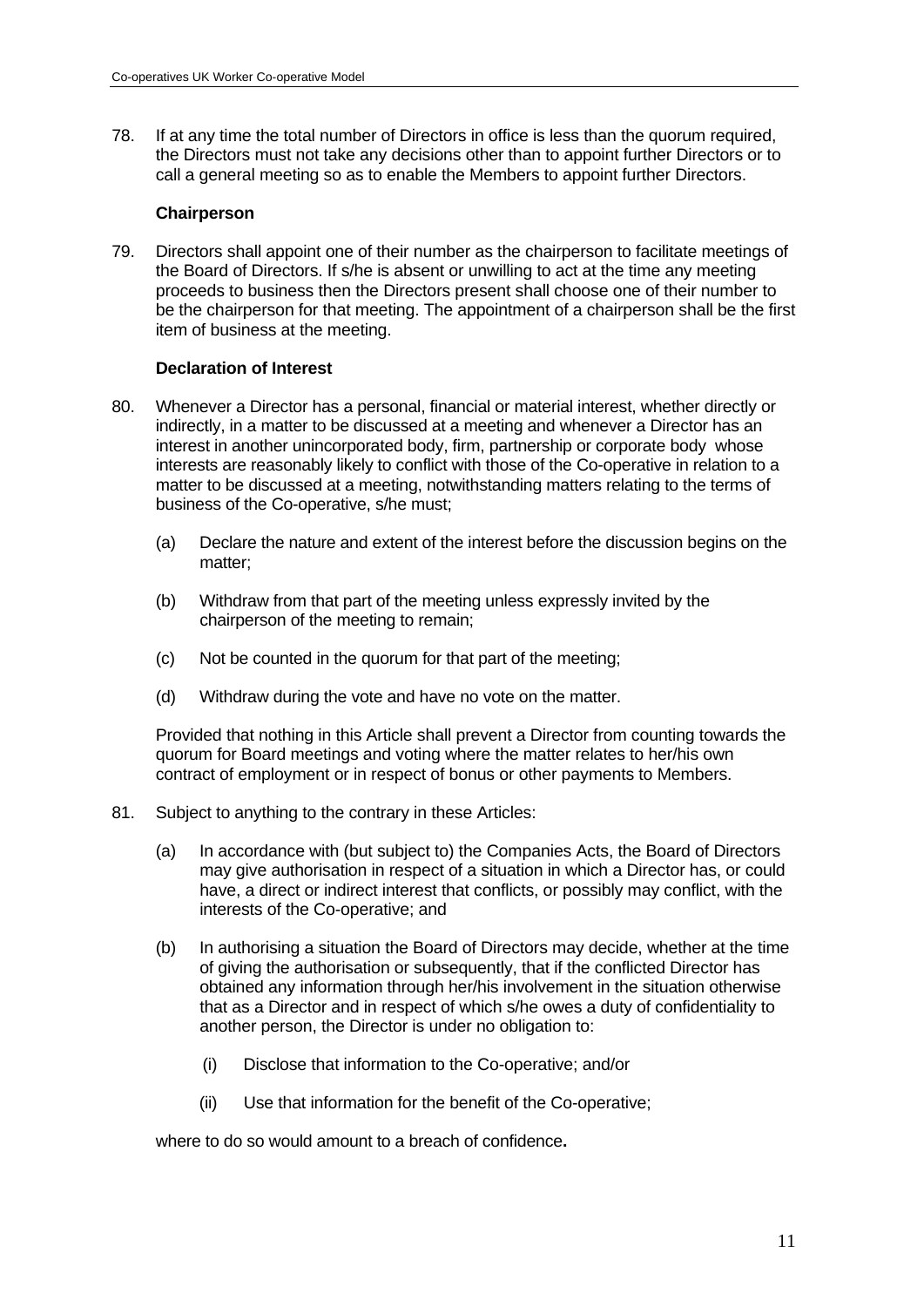78. If at any time the total number of Directors in office is less than the quorum required, the Directors must not take any decisions other than to appoint further Directors or to call a general meeting so as to enable the Members to appoint further Directors.

### Chairperson

79. Directors shall appoint one of their number as the chairperson to facilitate meetings of the Board of Directors. If s/he is absent or unwilling to act at the time any meeting proceeds to business then the Directors present shall choose one of their number to be the chairperson for that meeting. The appointment of a chairperson shall be the first item of business at the meeting.

### Declaration of Interest

80. Whenever a Director has a personal, financial or material interest, whether directly or indirectly, in a matter to be discussed at a meeting and whenever a Director has an interest in another unincorporated body, firm, partnership or corporate body whose interests are reasonably likely to conflict with those of the Co-operative in relation to a matter to be discussed at a meeting, notwithstanding matters relating to the terms of business of the Co-operative, s/he must;

    (a) Declare the nature and extent of the interest before the discussion begins on the matter;

    (b) Withdraw from that part of the meeting unless expressly invited by the chairperson of the meeting to remain;

    (c) Not be counted in the quorum for that part of the meeting;

    (d) Withdraw during the vote and have no vote on the matter.

    Provided that nothing in this Article shall prevent a Director from counting towards the quorum for Board meetings and voting where the matter relates to her/his own contract of employment or in respect of bonus or other payments to Members.

81. Subject to anything to the contrary in these Articles:

    (a) In accordance with (but subject to) the Companies Acts, the Board of Directors may give authorisation in respect of a situation in which a Director has, or could have, a direct or indirect interest that conflicts, or possibly may conflict, with the interests of the Co-operative; and

    (b) In authorising a situation the Board of Directors may decide, whether at the time of giving the authorisation or subsequently, that if the conflicted Director has obtained any information through her/his involvement in the situation otherwise that as a Director and in respect of which s/he owes a duty of confidentiality to another person, the Director is under no obligation to:

        (i) Disclose that information to the Co-operative; and/or

        (ii) Use that information for the benefit of the Co-operative;

    where to do so would amount to a breach of confidence**.**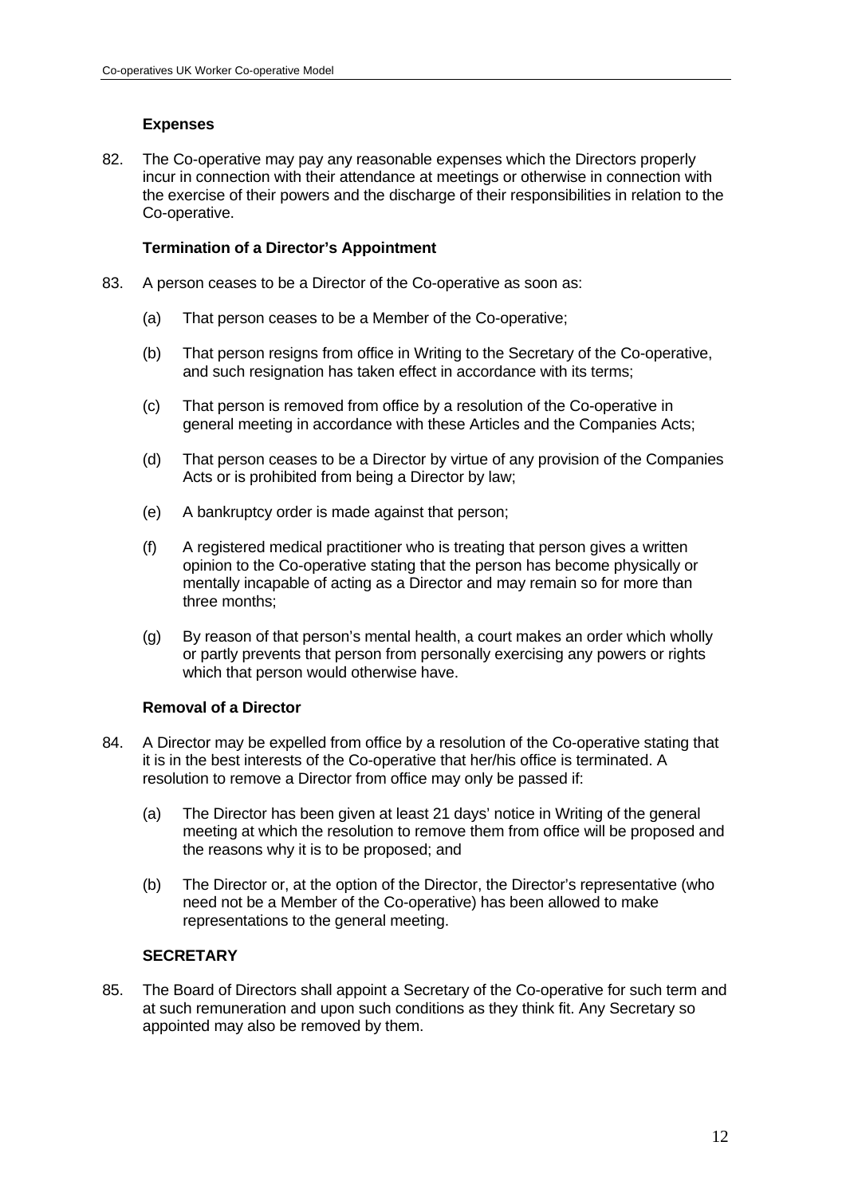### Expenses

82. The Co-operative may pay any reasonable expenses which the Directors properly incur in connection with their attendance at meetings or otherwise in connection with the exercise of their powers and the discharge of their responsibilities in relation to the Co-operative.

### Termination of a Director's Appointment

83. A person ceases to be a Director of the Co-operative as soon as:

    (a) That person ceases to be a Member of the Co-operative;

    (b) That person resigns from office in Writing to the Secretary of the Co-operative, and such resignation has taken effect in accordance with its terms;

    (c) That person is removed from office by a resolution of the Co-operative in general meeting in accordance with these Articles and the Companies Acts;

    (d) That person ceases to be a Director by virtue of any provision of the Companies Acts or is prohibited from being a Director by law;

    (e) A bankruptcy order is made against that person;

    (f) A registered medical practitioner who is treating that person gives a written opinion to the Co-operative stating that the person has become physically or mentally incapable of acting as a Director and may remain so for more than three months;

    (g) By reason of that person's mental health, a court makes an order which wholly or partly prevents that person from personally exercising any powers or rights which that person would otherwise have.

### Removal of a Director

84. A Director may be expelled from office by a resolution of the Co-operative stating that it is in the best interests of the Co-operative that her/his office is terminated. A resolution to remove a Director from office may only be passed if:

    (a) The Director has been given at least 21 days' notice in Writing of the general meeting at which the resolution to remove them from office will be proposed and the reasons why it is to be proposed; and

    (b) The Director or, at the option of the Director, the Director's representative (who need not be a Member of the Co-operative) has been allowed to make representations to the general meeting.

### SECRETARY

85. The Board of Directors shall appoint a Secretary of the Co-operative for such term and at such remuneration and upon such conditions as they think fit. Any Secretary so appointed may also be removed by them.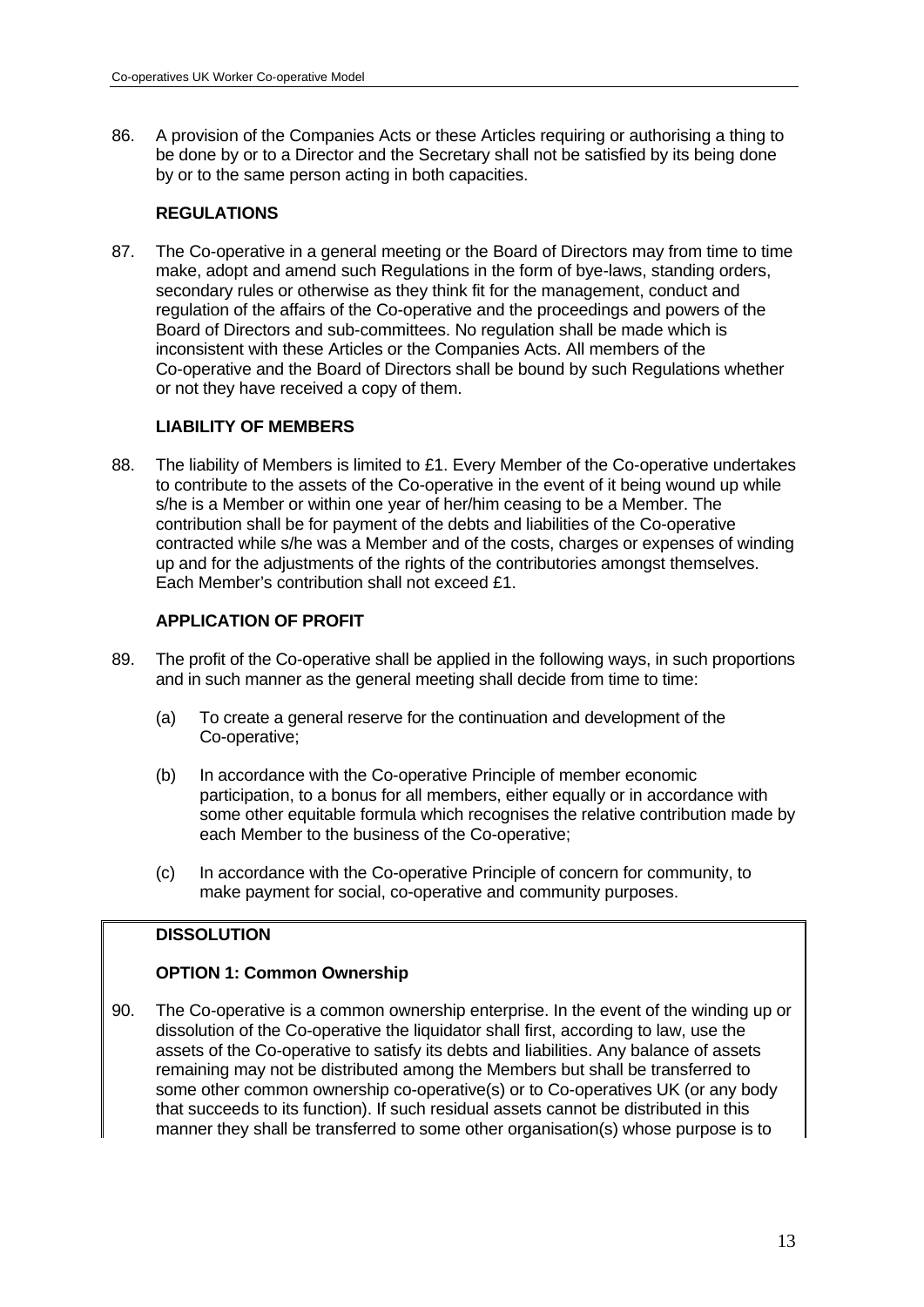86. A provision of the Companies Acts or these Articles requiring or authorising a thing to be done by or to a Director and the Secretary shall not be satisfied by its being done by or to the same person acting in both capacities.

**REGULATIONS**

87. The Co-operative in a general meeting or the Board of Directors may from time to time make, adopt and amend such Regulations in the form of bye-laws, standing orders, secondary rules or otherwise as they think fit for the management, conduct and regulation of the affairs of the Co-operative and the proceedings and powers of the Board of Directors and sub-committees. No regulation shall be made which is inconsistent with these Articles or the Companies Acts. All members of the Co-operative and the Board of Directors shall be bound by such Regulations whether or not they have received a copy of them.

**LIABILITY OF MEMBERS**

88. The liability of Members is limited to £1. Every Member of the Co-operative undertakes to contribute to the assets of the Co-operative in the event of it being wound up while s/he is a Member or within one year of her/him ceasing to be a Member. The contribution shall be for payment of the debts and liabilities of the Co-operative contracted while s/he was a Member and of the costs, charges or expenses of winding up and for the adjustments of the rights of the contributories amongst themselves. Each Member's contribution shall not exceed £1.

**APPLICATION OF PROFIT**

89. The profit of the Co-operative shall be applied in the following ways, in such proportions and in such manner as the general meeting shall decide from time to time:

    (a) To create a general reserve for the continuation and development of the Co-operative;

    (b) In accordance with the Co-operative Principle of member economic participation, to a bonus for all members, either equally or in accordance with some other equitable formula which recognises the relative contribution made by each Member to the business of the Co-operative;

    (c) In accordance with the Co-operative Principle of concern for community, to make payment for social, co-operative and community purposes.

**DISSOLUTION**

**OPTION 1: Common Ownership**

90. The Co-operative is a common ownership enterprise. In the event of the winding up or dissolution of the Co-operative the liquidator shall first, according to law, use the assets of the Co-operative to satisfy its debts and liabilities. Any balance of assets remaining may not be distributed among the Members but shall be transferred to some other common ownership co-operative(s) or to Co-operatives UK (or any body that succeeds to its function). If such residual assets cannot be distributed in this manner they shall be transferred to some other organisation(s) whose purpose is to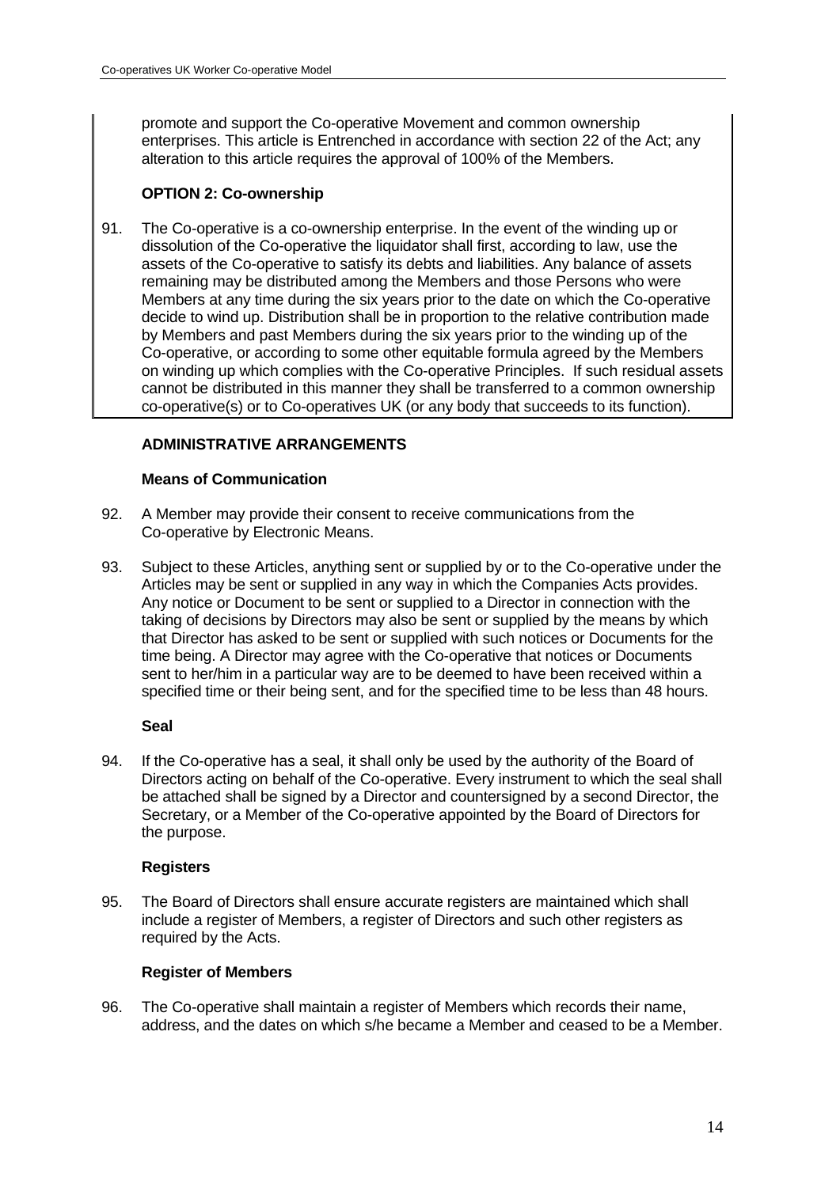promote and support the Co-operative Movement and common ownership enterprises. This article is Entrenched in accordance with section 22 of the Act; any alteration to this article requires the approval of 100% of the Members.

**OPTION 2: Co-ownership**

91. The Co-operative is a co-ownership enterprise. In the event of the winding up or dissolution of the Co-operative the liquidator shall first, according to law, use the assets of the Co-operative to satisfy its debts and liabilities. Any balance of assets remaining may be distributed among the Members and those Persons who were Members at any time during the six years prior to the date on which the Co-operative decide to wind up. Distribution shall be in proportion to the relative contribution made by Members and past Members during the six years prior to the winding up of the Co-operative, or according to some other equitable formula agreed by the Members on winding up which complies with the Co-operative Principles. If such residual assets cannot be distributed in this manner they shall be transferred to a common ownership co-operative(s) or to Co-operatives UK (or any body that succeeds to its function).

## ADMINISTRATIVE ARRANGEMENTS

### Means of Communication

92. A Member may provide their consent to receive communications from the Co-operative by Electronic Means.

93. Subject to these Articles, anything sent or supplied by or to the Co-operative under the Articles may be sent or supplied in any way in which the Companies Acts provides. Any notice or Document to be sent or supplied to a Director in connection with the taking of decisions by Directors may also be sent or supplied by the means by which that Director has asked to be sent or supplied with such notices or Documents for the time being. A Director may agree with the Co-operative that notices or Documents sent to her/him in a particular way are to be deemed to have been received within a specified time or their being sent, and for the specified time to be less than 48 hours.

### Seal

94. If the Co-operative has a seal, it shall only be used by the authority of the Board of Directors acting on behalf of the Co-operative. Every instrument to which the seal shall be attached shall be signed by a Director and countersigned by a second Director, the Secretary, or a Member of the Co-operative appointed by the Board of Directors for the purpose.

### Registers

95. The Board of Directors shall ensure accurate registers are maintained which shall include a register of Members, a register of Directors and such other registers as required by the Acts.

### Register of Members

96. The Co-operative shall maintain a register of Members which records their name, address, and the dates on which s/he became a Member and ceased to be a Member.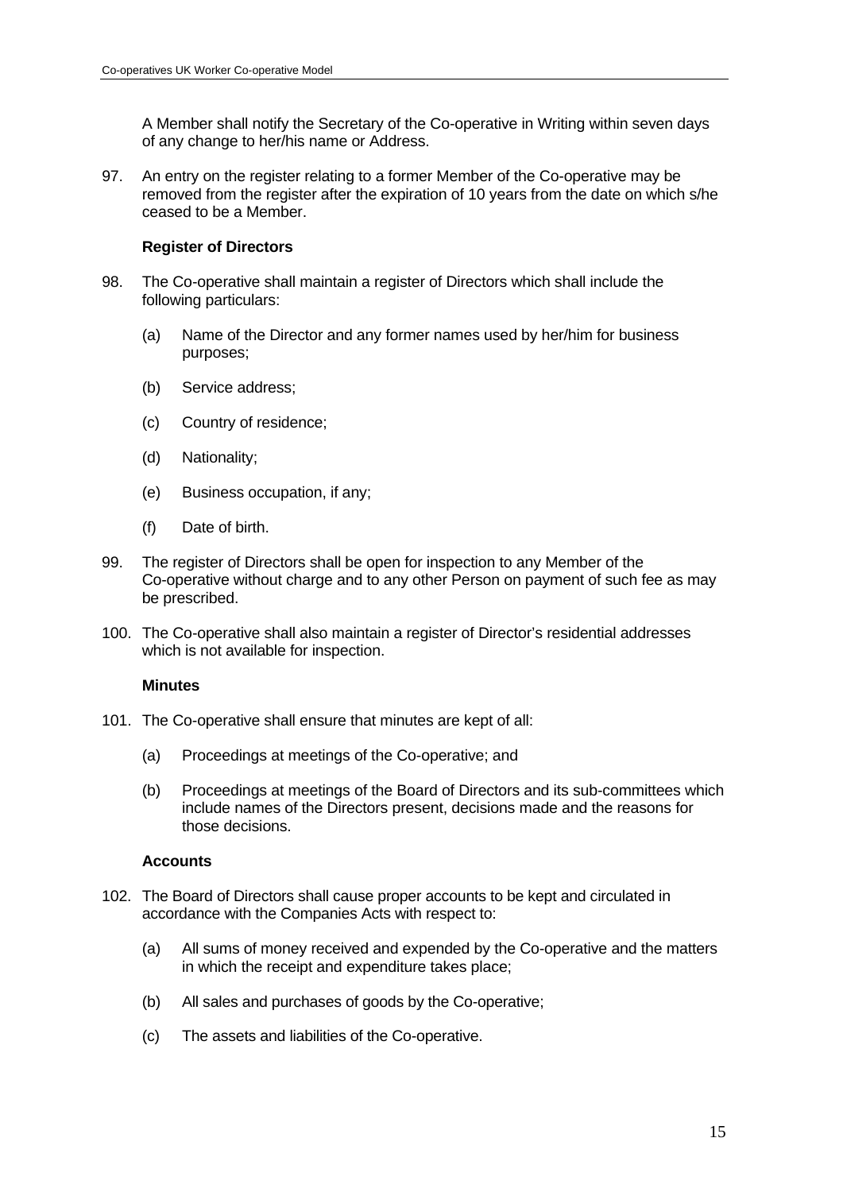A Member shall notify the Secretary of the Co-operative in Writing within seven days of any change to her/his name or Address.

97. An entry on the register relating to a former Member of the Co-operative may be removed from the register after the expiration of 10 years from the date on which s/he ceased to be a Member.

**Register of Directors**

98. The Co-operative shall maintain a register of Directors which shall include the following particulars:

    (a) Name of the Director and any former names used by her/him for business purposes;

    (b) Service address;

    (c) Country of residence;

    (d) Nationality;

    (e) Business occupation, if any;

    (f) Date of birth.

99. The register of Directors shall be open for inspection to any Member of the Co-operative without charge and to any other Person on payment of such fee as may be prescribed.

100. The Co-operative shall also maintain a register of Director's residential addresses which is not available for inspection.

**Minutes**

101. The Co-operative shall ensure that minutes are kept of all:

    (a) Proceedings at meetings of the Co-operative; and

    (b) Proceedings at meetings of the Board of Directors and its sub-committees which include names of the Directors present, decisions made and the reasons for those decisions.

**Accounts**

102. The Board of Directors shall cause proper accounts to be kept and circulated in accordance with the Companies Acts with respect to:

    (a) All sums of money received and expended by the Co-operative and the matters in which the receipt and expenditure takes place;

    (b) All sales and purchases of goods by the Co-operative;

    (c) The assets and liabilities of the Co-operative.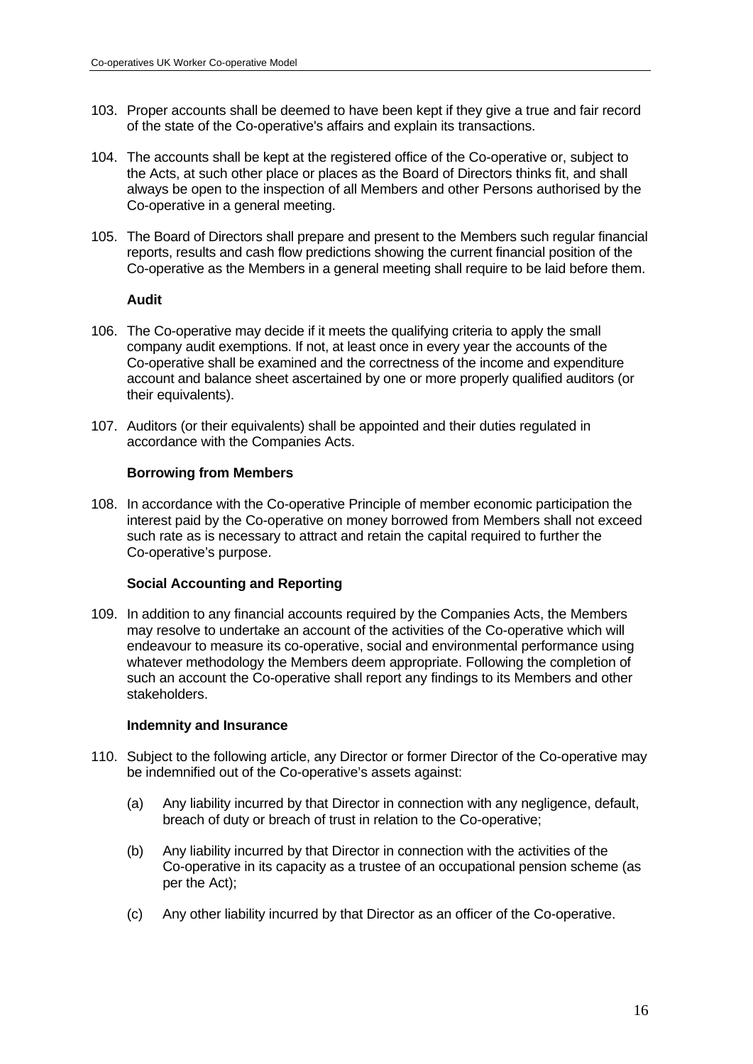103. Proper accounts shall be deemed to have been kept if they give a true and fair record of the state of the Co-operative's affairs and explain its transactions.

104. The accounts shall be kept at the registered office of the Co-operative or, subject to the Acts, at such other place or places as the Board of Directors thinks fit, and shall always be open to the inspection of all Members and other Persons authorised by the Co-operative in a general meeting.

105. The Board of Directors shall prepare and present to the Members such regular financial reports, results and cash flow predictions showing the current financial position of the Co-operative as the Members in a general meeting shall require to be laid before them.

**Audit**

106. The Co-operative may decide if it meets the qualifying criteria to apply the small company audit exemptions. If not, at least once in every year the accounts of the Co-operative shall be examined and the correctness of the income and expenditure account and balance sheet ascertained by one or more properly qualified auditors (or their equivalents).

107. Auditors (or their equivalents) shall be appointed and their duties regulated in accordance with the Companies Acts.

**Borrowing from Members**

108. In accordance with the Co-operative Principle of member economic participation the interest paid by the Co-operative on money borrowed from Members shall not exceed such rate as is necessary to attract and retain the capital required to further the Co-operative's purpose.

**Social Accounting and Reporting**

109. In addition to any financial accounts required by the Companies Acts, the Members may resolve to undertake an account of the activities of the Co-operative which will endeavour to measure its co-operative, social and environmental performance using whatever methodology the Members deem appropriate. Following the completion of such an account the Co-operative shall report any findings to its Members and other stakeholders.

**Indemnity and Insurance**

110. Subject to the following article, any Director or former Director of the Co-operative may be indemnified out of the Co-operative's assets against:

    (a) Any liability incurred by that Director in connection with any negligence, default, breach of duty or breach of trust in relation to the Co-operative;

    (b) Any liability incurred by that Director in connection with the activities of the Co-operative in its capacity as a trustee of an occupational pension scheme (as per the Act);

    (c) Any other liability incurred by that Director as an officer of the Co-operative.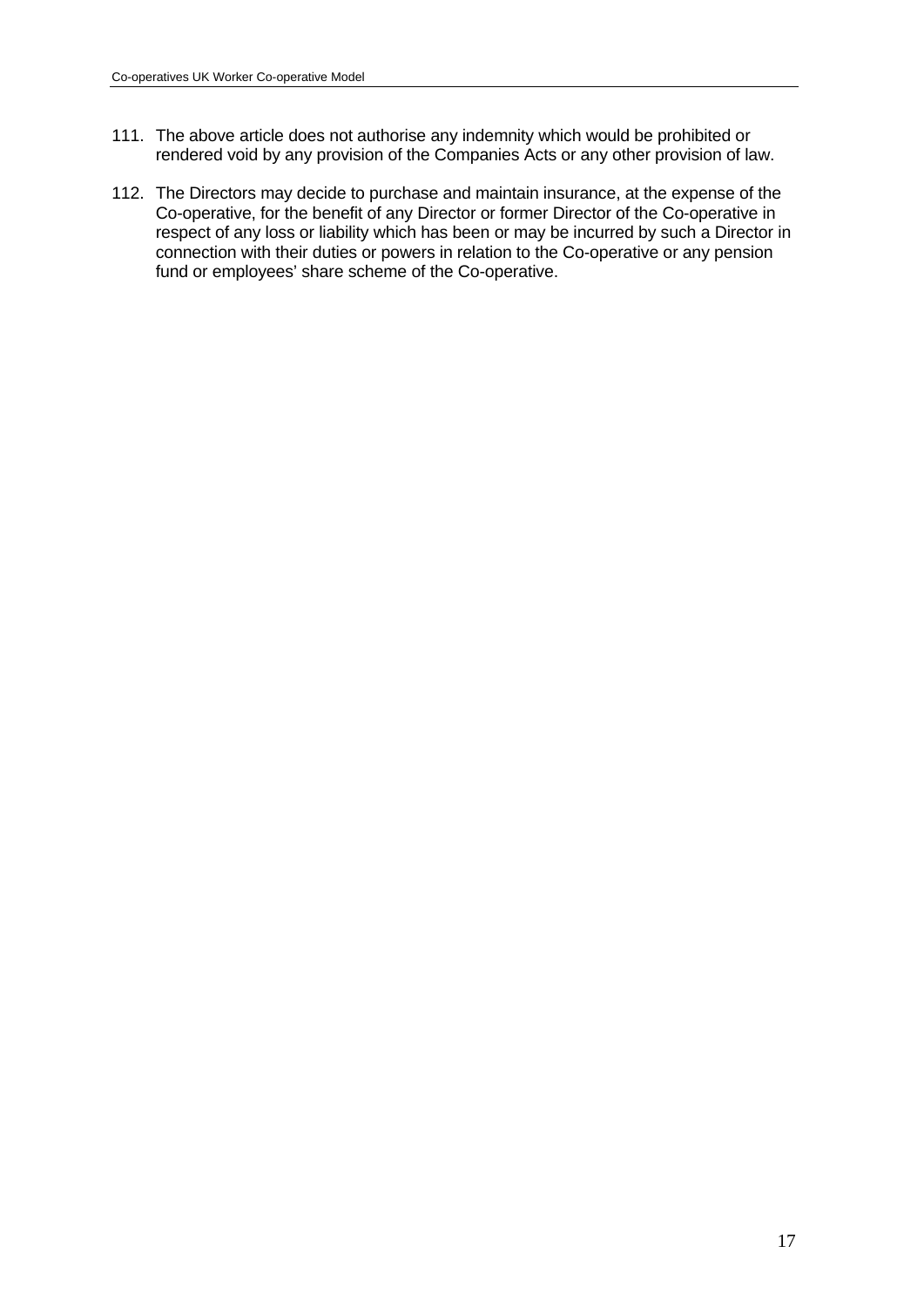111. The above article does not authorise any indemnity which would be prohibited or rendered void by any provision of the Companies Acts or any other provision of law.

112. The Directors may decide to purchase and maintain insurance, at the expense of the Co-operative, for the benefit of any Director or former Director of the Co-operative in respect of any loss or liability which has been or may be incurred by such a Director in connection with their duties or powers in relation to the Co-operative or any pension fund or employees' share scheme of the Co-operative.